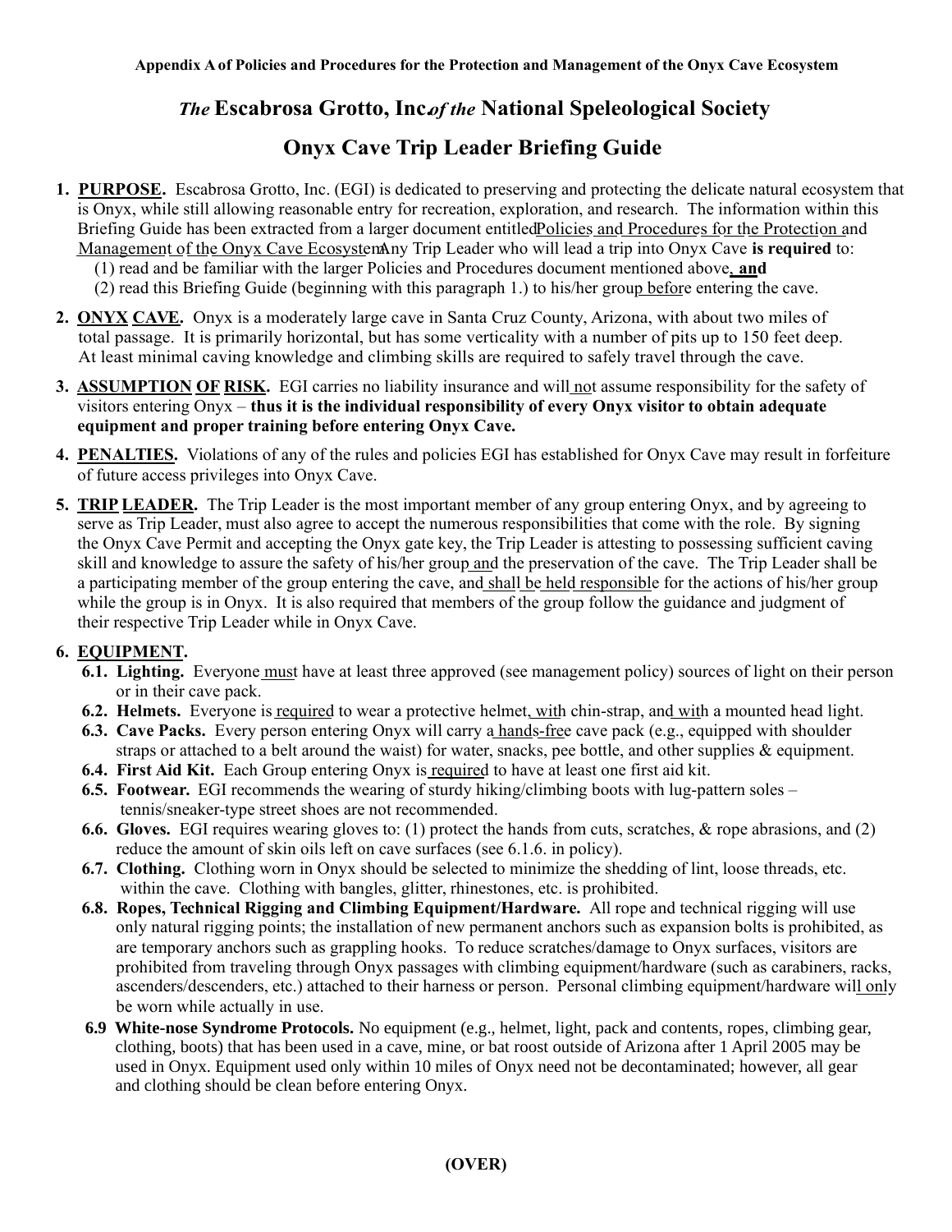Appendix A of Policies and Procedures for the Protection and Management of the Onyx Cave Ecosystem

# *The* Escabrosa Grotto, Inc. *of the* National Speleological Society

# Onyx Cave Trip Leader Briefing Guide

1. **PURPOSE.** Escabrosa Grotto, Inc. (EGI) is dedicated to preserving and protecting the delicate natural ecosystem that is Onyx, while still allowing reasonable entry for recreation, exploration, and research. The information within this Briefing Guide has been extracted from a larger document entitled Policies and Procedures for the Protection and Management of the Onyx Cave Ecosystem. Any Trip Leader who will lead a trip into Onyx Cave **is required** to:
   (1) read and be familiar with the larger Policies and Procedures document mentioned above, **and**
   (2) read this Briefing Guide (beginning with this paragraph 1.) to his/her group before entering the cave.

2. **ONYX CAVE.** Onyx is a moderately large cave in Santa Cruz County, Arizona, with about two miles of total passage. It is primarily horizontal, but has some verticality with a number of pits up to 150 feet deep. At least minimal caving knowledge and climbing skills are required to safely travel through the cave.

3. **ASSUMPTION OF RISK.** EGI carries no liability insurance and will not assume responsibility for the safety of visitors entering Onyx – **thus it is the individual responsibility of every Onyx visitor to obtain adequate equipment and proper training before entering Onyx Cave.**

4. **PENALTIES.** Violations of any of the rules and policies EGI has established for Onyx Cave may result in forfeiture of future access privileges into Onyx Cave.

5. **TRIP LEADER.** The Trip Leader is the most important member of any group entering Onyx, and by agreeing to serve as Trip Leader, must also agree to accept the numerous responsibilities that come with the role. By signing the Onyx Cave Permit and accepting the Onyx gate key, the Trip Leader is attesting to possessing sufficient caving skill and knowledge to assure the safety of his/her group and the preservation of the cave. The Trip Leader shall be a participating member of the group entering the cave, and shall be held responsible for the actions of his/her group while the group is in Onyx. It is also required that members of the group follow the guidance and judgment of their respective Trip Leader while in Onyx Cave.

6. **EQUIPMENT.**
   - **6.1. Lighting.** Everyone must have at least three approved (see management policy) sources of light on their person or in their cave pack.
   - **6.2. Helmets.** Everyone is required to wear a protective helmet, with chin-strap, and with a mounted head light.
   - **6.3. Cave Packs.** Every person entering Onyx will carry a hands-free cave pack (e.g., equipped with shoulder straps or attached to a belt around the waist) for water, snacks, pee bottle, and other supplies & equipment.
   - **6.4. First Aid Kit.** Each Group entering Onyx is required to have at least one first aid kit.
   - **6.5. Footwear.** EGI recommends the wearing of sturdy hiking/climbing boots with lug-pattern soles – tennis/sneaker-type street shoes are not recommended.
   - **6.6. Gloves.** EGI requires wearing gloves to: (1) protect the hands from cuts, scratches, & rope abrasions, and (2) reduce the amount of skin oils left on cave surfaces (see 6.1.6. in policy).
   - **6.7. Clothing.** Clothing worn in Onyx should be selected to minimize the shedding of lint, loose threads, etc. within the cave. Clothing with bangles, glitter, rhinestones, etc. is prohibited.
   - **6.8. Ropes, Technical Rigging and Climbing Equipment/Hardware.** All rope and technical rigging will use only natural rigging points; the installation of new permanent anchors such as expansion bolts is prohibited, as are temporary anchors such as grappling hooks. To reduce scratches/damage to Onyx surfaces, visitors are prohibited from traveling through Onyx passages with climbing equipment/hardware (such as carabiners, racks, ascenders/descenders, etc.) attached to their harness or person. Personal climbing equipment/hardware will only be worn while actually in use.
   - **6.9 White-nose Syndrome Protocols.** No equipment (e.g., helmet, light, pack and contents, ropes, climbing gear, clothing, boots) that has been used in a cave, mine, or bat roost outside of Arizona after 1 April 2005 may be used in Onyx. Equipment used only within 10 miles of Onyx need not be decontaminated; however, all gear and clothing should be clean before entering Onyx.

**(OVER)**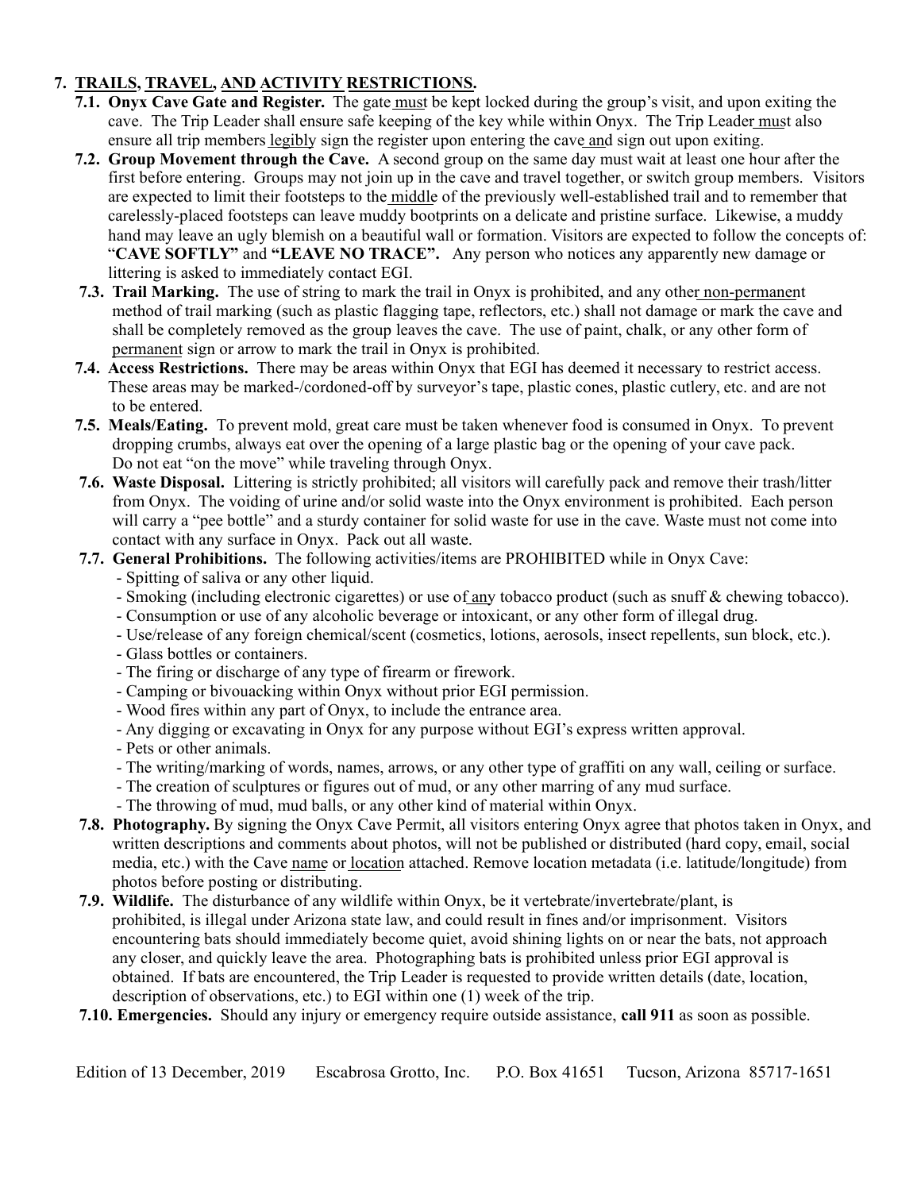## 7. TRAILS, TRAVEL, AND ACTIVITY RESTRICTIONS.

**7.1. Onyx Cave Gate and Register.** The gate must be kept locked during the group's visit, and upon exiting the cave. The Trip Leader shall ensure safe keeping of the key while within Onyx. The Trip Leader must also ensure all trip members legibly sign the register upon entering the cave and sign out upon exiting.

**7.2. Group Movement through the Cave.** A second group on the same day must wait at least one hour after the first before entering. Groups may not join up in the cave and travel together, or switch group members. Visitors are expected to limit their footsteps to the middle of the previously well-established trail and to remember that carelessly-placed footsteps can leave muddy bootprints on a delicate and pristine surface. Likewise, a muddy hand may leave an ugly blemish on a beautiful wall or formation. Visitors are expected to follow the concepts of: "**CAVE SOFTLY"** and **"LEAVE NO TRACE".** Any person who notices any apparently new damage or littering is asked to immediately contact EGI.

**7.3. Trail Marking.** The use of string to mark the trail in Onyx is prohibited, and any other non-permanent method of trail marking (such as plastic flagging tape, reflectors, etc.) shall not damage or mark the cave and shall be completely removed as the group leaves the cave. The use of paint, chalk, or any other form of permanent sign or arrow to mark the trail in Onyx is prohibited.

**7.4. Access Restrictions.** There may be areas within Onyx that EGI has deemed it necessary to restrict access. These areas may be marked-/cordoned-off by surveyor's tape, plastic cones, plastic cutlery, etc. and are not to be entered.

**7.5. Meals/Eating.** To prevent mold, great care must be taken whenever food is consumed in Onyx. To prevent dropping crumbs, always eat over the opening of a large plastic bag or the opening of your cave pack. Do not eat "on the move" while traveling through Onyx.

**7.6. Waste Disposal.** Littering is strictly prohibited; all visitors will carefully pack and remove their trash/litter from Onyx. The voiding of urine and/or solid waste into the Onyx environment is prohibited. Each person will carry a "pee bottle" and a sturdy container for solid waste for use in the cave. Waste must not come into contact with any surface in Onyx. Pack out all waste.

**7.7. General Prohibitions.** The following activities/items are PROHIBITED while in Onyx Cave:

- Spitting of saliva or any other liquid.
- Smoking (including electronic cigarettes) or use of any tobacco product (such as snuff & chewing tobacco).
- Consumption or use of any alcoholic beverage or intoxicant, or any other form of illegal drug.
- Use/release of any foreign chemical/scent (cosmetics, lotions, aerosols, insect repellents, sun block, etc.).
- Glass bottles or containers.
- The firing or discharge of any type of firearm or firework.
- Camping or bivouacking within Onyx without prior EGI permission.
- Wood fires within any part of Onyx, to include the entrance area.
- Any digging or excavating in Onyx for any purpose without EGI's express written approval.
- Pets or other animals.
- The writing/marking of words, names, arrows, or any other type of graffiti on any wall, ceiling or surface.
- The creation of sculptures or figures out of mud, or any other marring of any mud surface.
- The throwing of mud, mud balls, or any other kind of material within Onyx.

**7.8. Photography.** By signing the Onyx Cave Permit, all visitors entering Onyx agree that photos taken in Onyx, and written descriptions and comments about photos, will not be published or distributed (hard copy, email, social media, etc.) with the Cave name or location attached. Remove location metadata (i.e. latitude/longitude) from photos before posting or distributing.

**7.9. Wildlife.** The disturbance of any wildlife within Onyx, be it vertebrate/invertebrate/plant, is prohibited, is illegal under Arizona state law, and could result in fines and/or imprisonment. Visitors encountering bats should immediately become quiet, avoid shining lights on or near the bats, not approach any closer, and quickly leave the area. Photographing bats is prohibited unless prior EGI approval is obtained. If bats are encountered, the Trip Leader is requested to provide written details (date, location, description of observations, etc.) to EGI within one (1) week of the trip.

**7.10. Emergencies.** Should any injury or emergency require outside assistance, **call 911** as soon as possible.

Edition of 13 December, 2019 Escabrosa Grotto, Inc. P.O. Box 41651 Tucson, Arizona 85717-1651